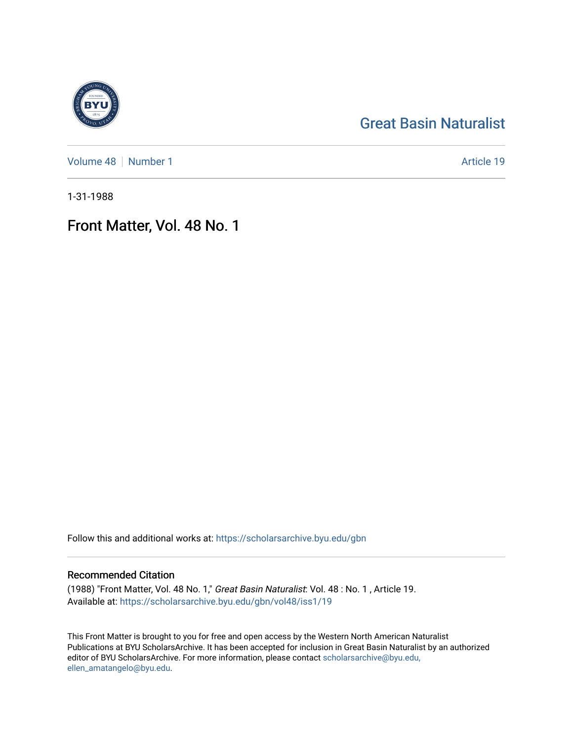Great Basin Naturalist

Volume 48 | Number 1

Article 19

1-31-1988

# Front Matter, Vol. 48 No. 1

Follow this and additional works at: https://scholarsarchive.byu.edu/gbn

## Recommended Citation

(1988) "Front Matter, Vol. 48 No. 1," *Great Basin Naturalist*: Vol. 48 : No. 1 , Article 19.
Available at: https://scholarsarchive.byu.edu/gbn/vol48/iss1/19

This Front Matter is brought to you for free and open access by the Western North American Naturalist Publications at BYU ScholarsArchive. It has been accepted for inclusion in Great Basin Naturalist by an authorized editor of BYU ScholarsArchive. For more information, please contact scholarsarchive@byu.edu, ellen_amatangelo@byu.edu.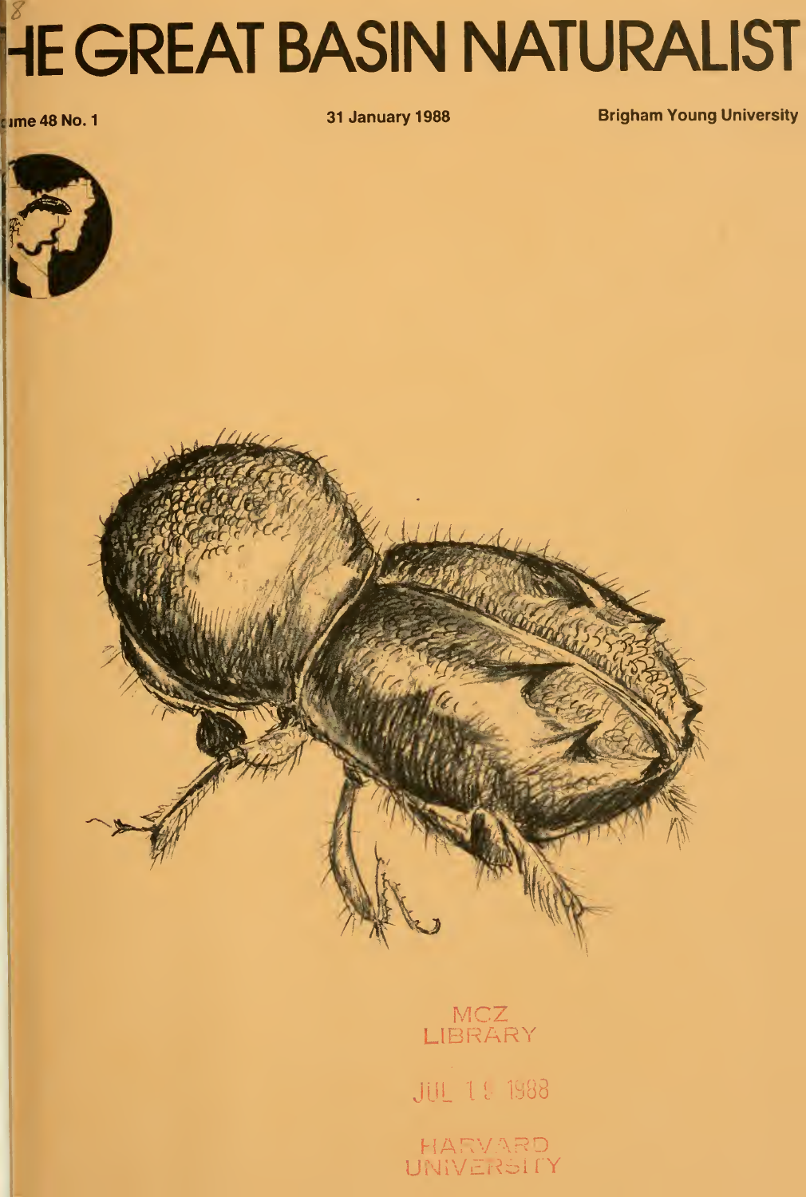# THE GREAT BASIN NATURALIST

Volume 48 No. 1 — 31 January 1988 — Brigham Young University

MCZ
LIBRARY

JUL 1 9 1988

HARVARD
UNIVERSITY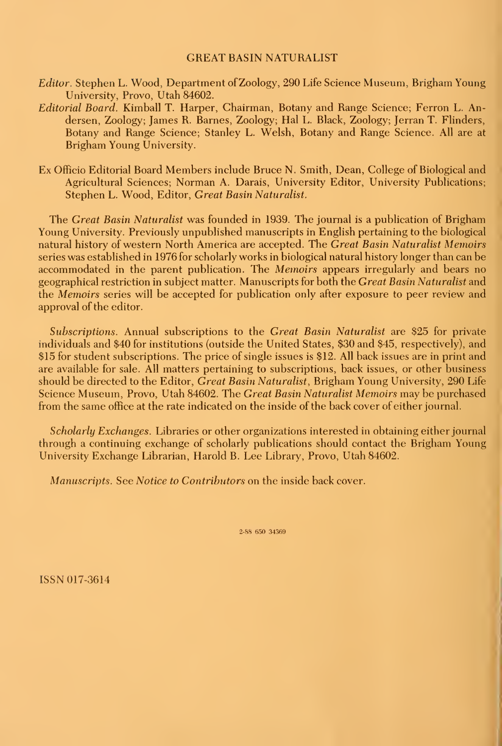GREAT BASIN NATURALIST

*Editor.* Stephen L. Wood, Department of Zoology, 290 Life Science Museum, Brigham Young University, Provo, Utah 84602.

*Editorial Board.* Kimball T. Harper, Chairman, Botany and Range Science; Ferron L. Andersen, Zoology; James R. Barnes, Zoology; Hal L. Black, Zoology; Jerran T. Flinders, Botany and Range Science; Stanley L. Welsh, Botany and Range Science. All are at Brigham Young University.

Ex Officio Editorial Board Members include Bruce N. Smith, Dean, College of Biological and Agricultural Sciences; Norman A. Darais, University Editor, University Publications; Stephen L. Wood, Editor, *Great Basin Naturalist.*

The *Great Basin Naturalist* was founded in 1939. The journal is a publication of Brigham Young University. Previously unpublished manuscripts in English pertaining to the biological natural history of western North America are accepted. The *Great Basin Naturalist Memoirs* series was established in 1976 for scholarly works in biological natural history longer than can be accommodated in the parent publication. The *Memoirs* appears irregularly and bears no geographical restriction in subject matter. Manuscripts for both the *Great Basin Naturalist* and the *Memoirs* series will be accepted for publication only after exposure to peer review and approval of the editor.

*Subscriptions.* Annual subscriptions to the *Great Basin Naturalist* are $25 for private individuals and $40 for institutions (outside the United States, $30 and $45, respectively), and $15 for student subscriptions. The price of single issues is $12. All back issues are in print and are available for sale. All matters pertaining to subscriptions, back issues, or other business should be directed to the Editor, *Great Basin Naturalist*, Brigham Young University, 290 Life Science Museum, Provo, Utah 84602. The *Great Basin Naturalist Memoirs* may be purchased from the same office at the rate indicated on the inside of the back cover of either journal.

*Scholarly Exchanges.* Libraries or other organizations interested in obtaining either journal through a continuing exchange of scholarly publications should contact the Brigham Young University Exchange Librarian, Harold B. Lee Library, Provo, Utah 84602.

*Manuscripts.* See *Notice to Contributors* on the inside back cover.

2-88 650 34369

ISSN 017-3614